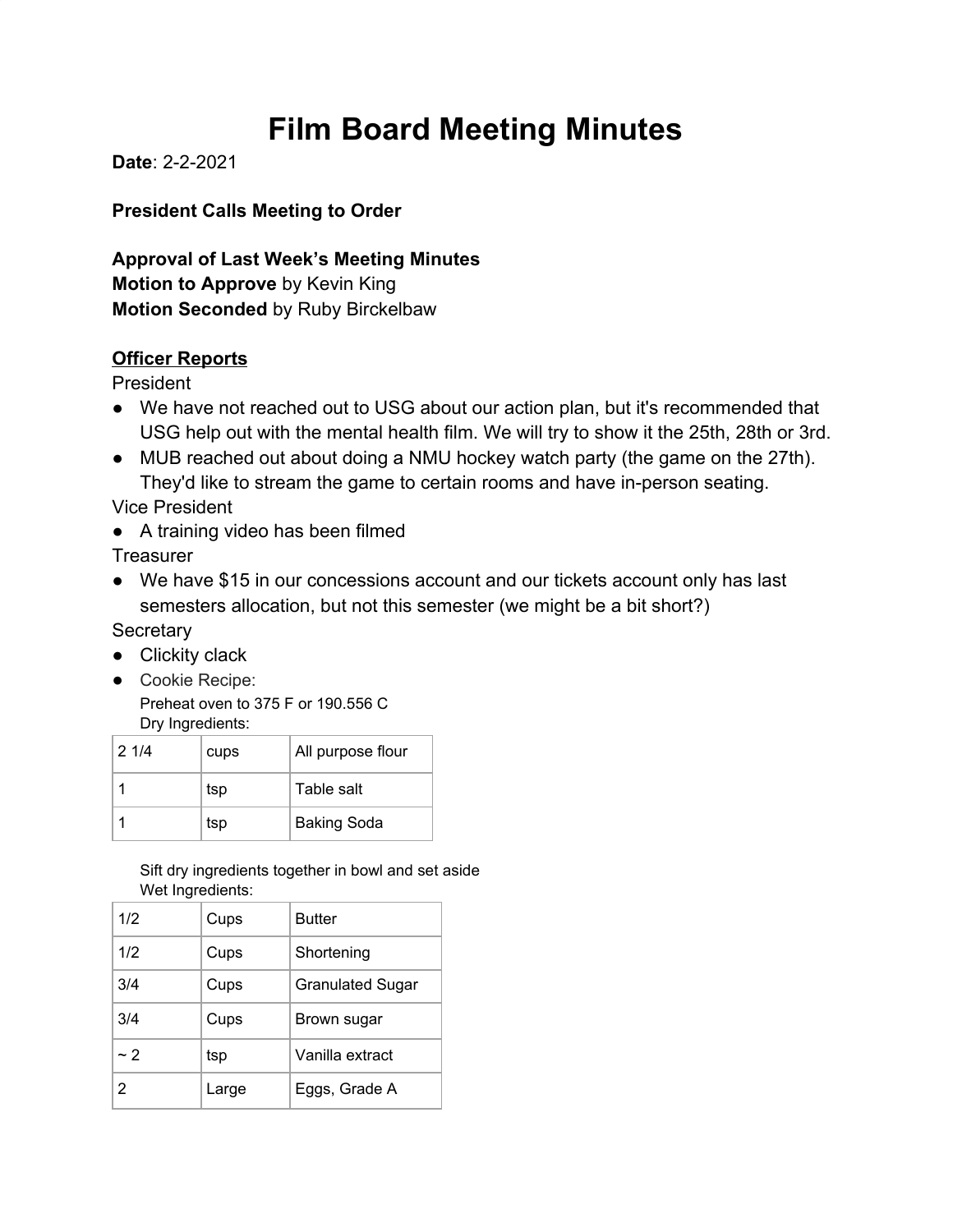# Film Board Meeting Minutes

**Date**: 2-2-2021

**President Calls Meeting to Order**

**Approval of Last Week's Meeting Minutes**
**Motion to Approve** by Kevin King
**Motion Seconded** by Ruby Birckelbaw

## <u>Officer Reports</u>

President

- We have not reached out to USG about our action plan, but it's recommended that USG help out with the mental health film. We will try to show it the 25th, 28th or 3rd.
- MUB reached out about doing a NMU hockey watch party (the game on the 27th). They'd like to stream the game to certain rooms and have in-person seating.

Vice President

- A training video has been filmed

Treasurer

- We have $15 in our concessions account and our tickets account only has last semesters allocation, but not this semester (we might be a bit short?)

Secretary

- Clickity clack
- Cookie Recipe:

  Preheat oven to 375 F or 190.556 C

  Dry Ingredients:

| | | |
|---|---|---|
| 2 1/4 | cups | All purpose flour |
| 1 | tsp | Table salt |
| 1 | tsp | Baking Soda |

  Sift dry ingredients together in bowl and set aside

  Wet Ingredients:

| | | |
|---|---|---|
| 1/2 | Cups | Butter |
| 1/2 | Cups | Shortening |
| 3/4 | Cups | Granulated Sugar |
| 3/4 | Cups | Brown sugar |
| ~ 2 | tsp | Vanilla extract |
| 2 | Large | Eggs, Grade A |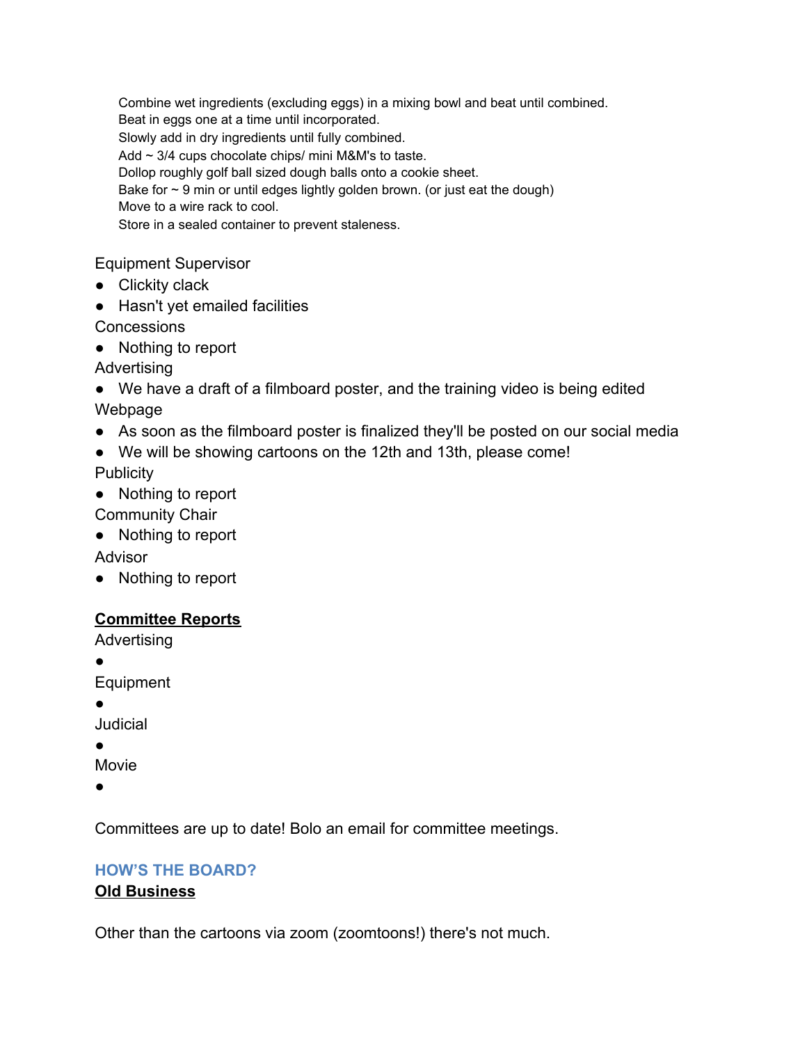Combine wet ingredients (excluding eggs) in a mixing bowl and beat until combined.
Beat in eggs one at a time until incorporated.
Slowly add in dry ingredients until fully combined.
Add ~ 3/4 cups chocolate chips/ mini M&M's to taste.
Dollop roughly golf ball sized dough balls onto a cookie sheet.
Bake for ~ 9 min or until edges lightly golden brown. (or just eat the dough)
Move to a wire rack to cool.
Store in a sealed container to prevent staleness.

Equipment Supervisor

- Clickity clack
- Hasn't yet emailed facilities

Concessions

- Nothing to report

Advertising

- We have a draft of a filmboard poster, and the training video is being edited

Webpage

- As soon as the filmboard poster is finalized they'll be posted on our social media
- We will be showing cartoons on the 12th and 13th, please come!

Publicity

- Nothing to report

Community Chair

- Nothing to report

Advisor

- Nothing to report

**Committee Reports**

Advertising

- 

Equipment

- 

Judicial

- 

Movie

- 

Committees are up to date! Bolo an email for committee meetings.

## HOW'S THE BOARD?

**Old Business**

Other than the cartoons via zoom (zoomtoons!) there's not much.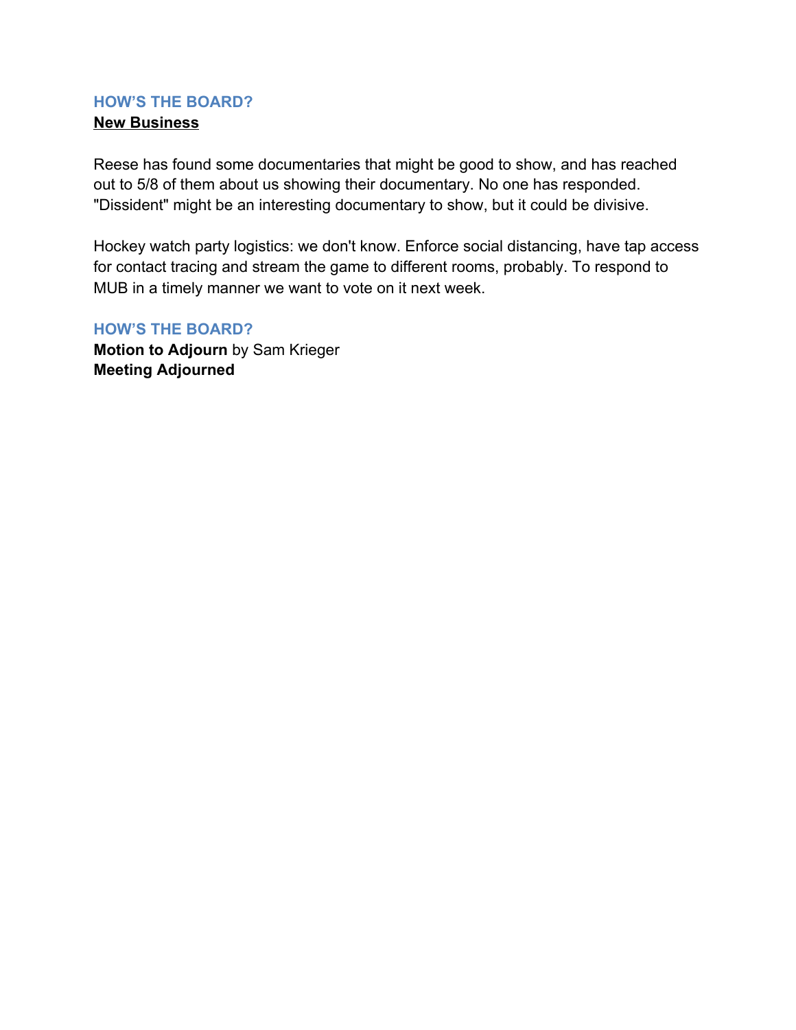### HOW'S THE BOARD?

**New Business**

Reese has found some documentaries that might be good to show, and has reached out to 5/8 of them about us showing their documentary. No one has responded. "Dissident" might be an interesting documentary to show, but it could be divisive.

Hockey watch party logistics: we don't know. Enforce social distancing, have tap access for contact tracing and stream the game to different rooms, probably. To respond to MUB in a timely manner we want to vote on it next week.

### HOW'S THE BOARD?

**Motion to Adjourn** by Sam Krieger
**Meeting Adjourned**